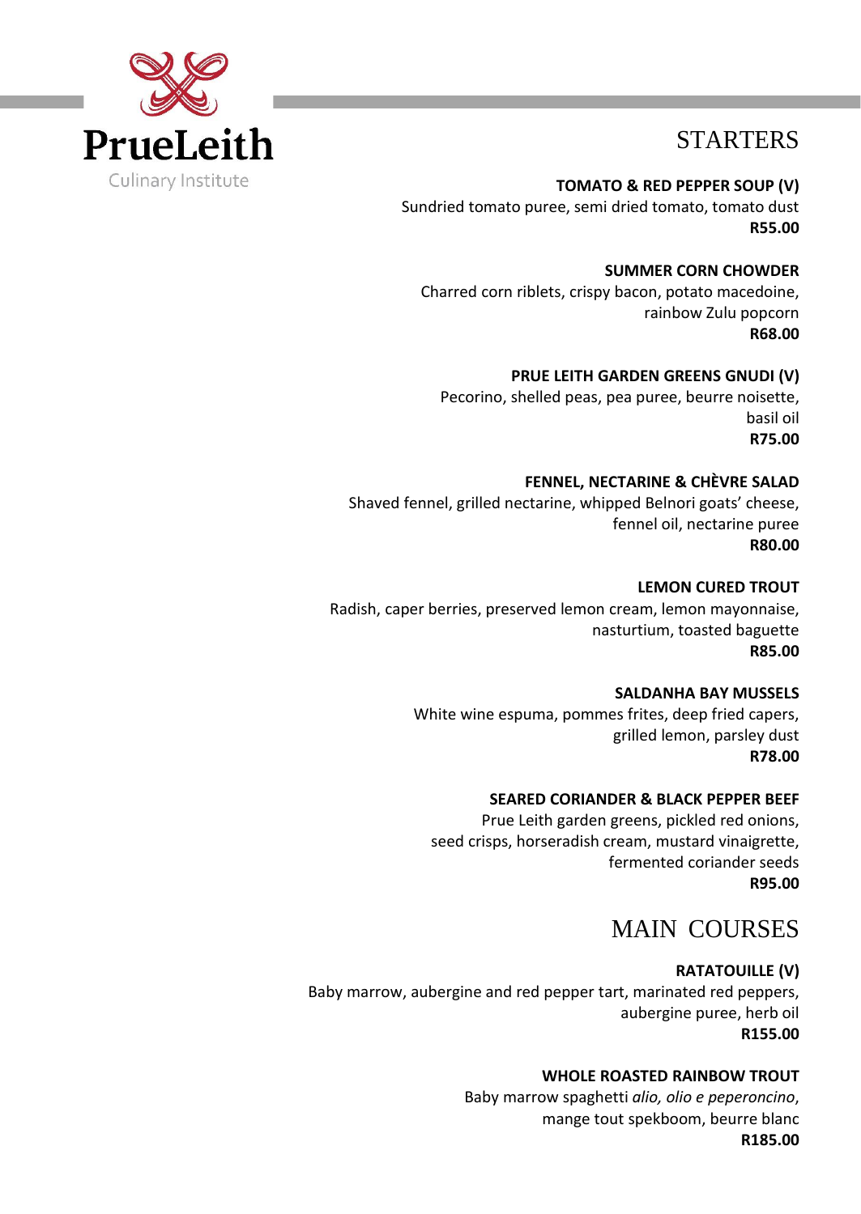PrueLeith
Culinary Institute

## STARTERS

**TOMATO & RED PEPPER SOUP (V)**
Sundried tomato puree, semi dried tomato, tomato dust
**R55.00**

**SUMMER CORN CHOWDER**
Charred corn riblets, crispy bacon, potato macedoine, rainbow Zulu popcorn
**R68.00**

**PRUE LEITH GARDEN GREENS GNUDI (V)**
Pecorino, shelled peas, pea puree, beurre noisette, basil oil
**R75.00**

**FENNEL, NECTARINE & CHÈVRE SALAD**
Shaved fennel, grilled nectarine, whipped Belnori goats' cheese, fennel oil, nectarine puree
**R80.00**

**LEMON CURED TROUT**
Radish, caper berries, preserved lemon cream, lemon mayonnaise, nasturtium, toasted baguette
**R85.00**

**SALDANHA BAY MUSSELS**
White wine espuma, pommes frites, deep fried capers, grilled lemon, parsley dust
**R78.00**

**SEARED CORIANDER & BLACK PEPPER BEEF**
Prue Leith garden greens, pickled red onions, seed crisps, horseradish cream, mustard vinaigrette, fermented coriander seeds
**R95.00**

## MAIN COURSES

**RATATOUILLE (V)**
Baby marrow, aubergine and red pepper tart, marinated red peppers, aubergine puree, herb oil
**R155.00**

**WHOLE ROASTED RAINBOW TROUT**
Baby marrow spaghetti *alio, olio e peperoncino*, mange tout spekboom, beurre blanc
**R185.00**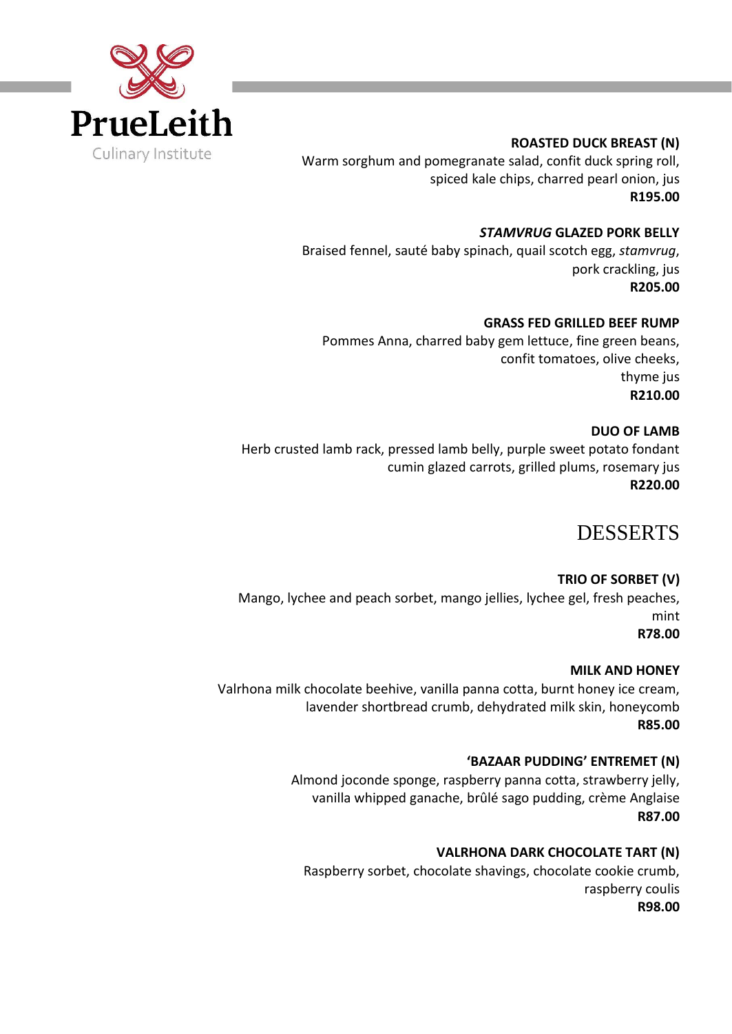PrueLeith

Culinary Institute

**ROASTED DUCK BREAST (N)**
Warm sorghum and pomegranate salad, confit duck spring roll, spiced kale chips, charred pearl onion, jus
**R195.00**

***STAMVRUG* GLAZED PORK BELLY**
Braised fennel, sauté baby spinach, quail scotch egg, *stamvrug*, pork crackling, jus
**R205.00**

**GRASS FED GRILLED BEEF RUMP**
Pommes Anna, charred baby gem lettuce, fine green beans, confit tomatoes, olive cheeks, thyme jus
**R210.00**

**DUO OF LAMB**
Herb crusted lamb rack, pressed lamb belly, purple sweet potato fondant cumin glazed carrots, grilled plums, rosemary jus
**R220.00**

## DESSERTS

**TRIO OF SORBET (V)**
Mango, lychee and peach sorbet, mango jellies, lychee gel, fresh peaches, mint
**R78.00**

**MILK AND HONEY**
Valrhona milk chocolate beehive, vanilla panna cotta, burnt honey ice cream, lavender shortbread crumb, dehydrated milk skin, honeycomb
**R85.00**

**'BAZAAR PUDDING' ENTREMET (N)**
Almond joconde sponge, raspberry panna cotta, strawberry jelly, vanilla whipped ganache, brûlé sago pudding, crème Anglaise
**R87.00**

**VALRHONA DARK CHOCOLATE TART (N)**
Raspberry sorbet, chocolate shavings, chocolate cookie crumb, raspberry coulis
**R98.00**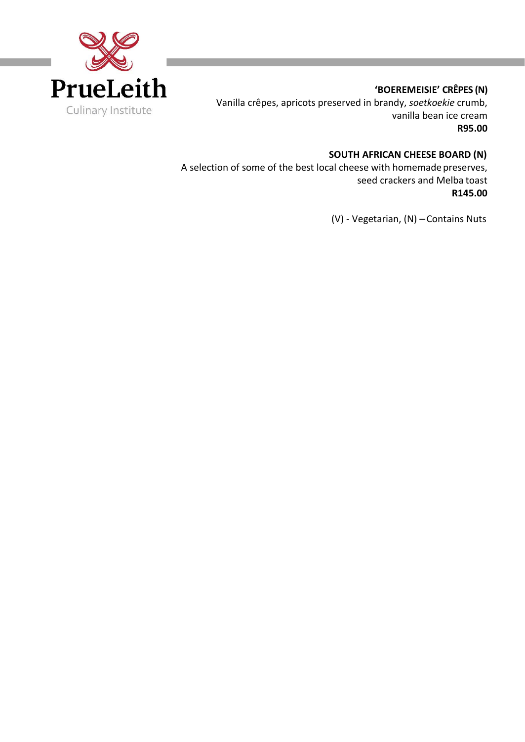**'BOEREMEISIE' CRÊPES (N)**
Vanilla crêpes, apricots preserved in brandy, *soetkoekie* crumb, vanilla bean ice cream
**R95.00**

**SOUTH AFRICAN CHEESE BOARD (N)**
A selection of some of the best local cheese with homemade preserves, seed crackers and Melba toast
**R145.00**

(V) - Vegetarian, (N) – Contains Nuts